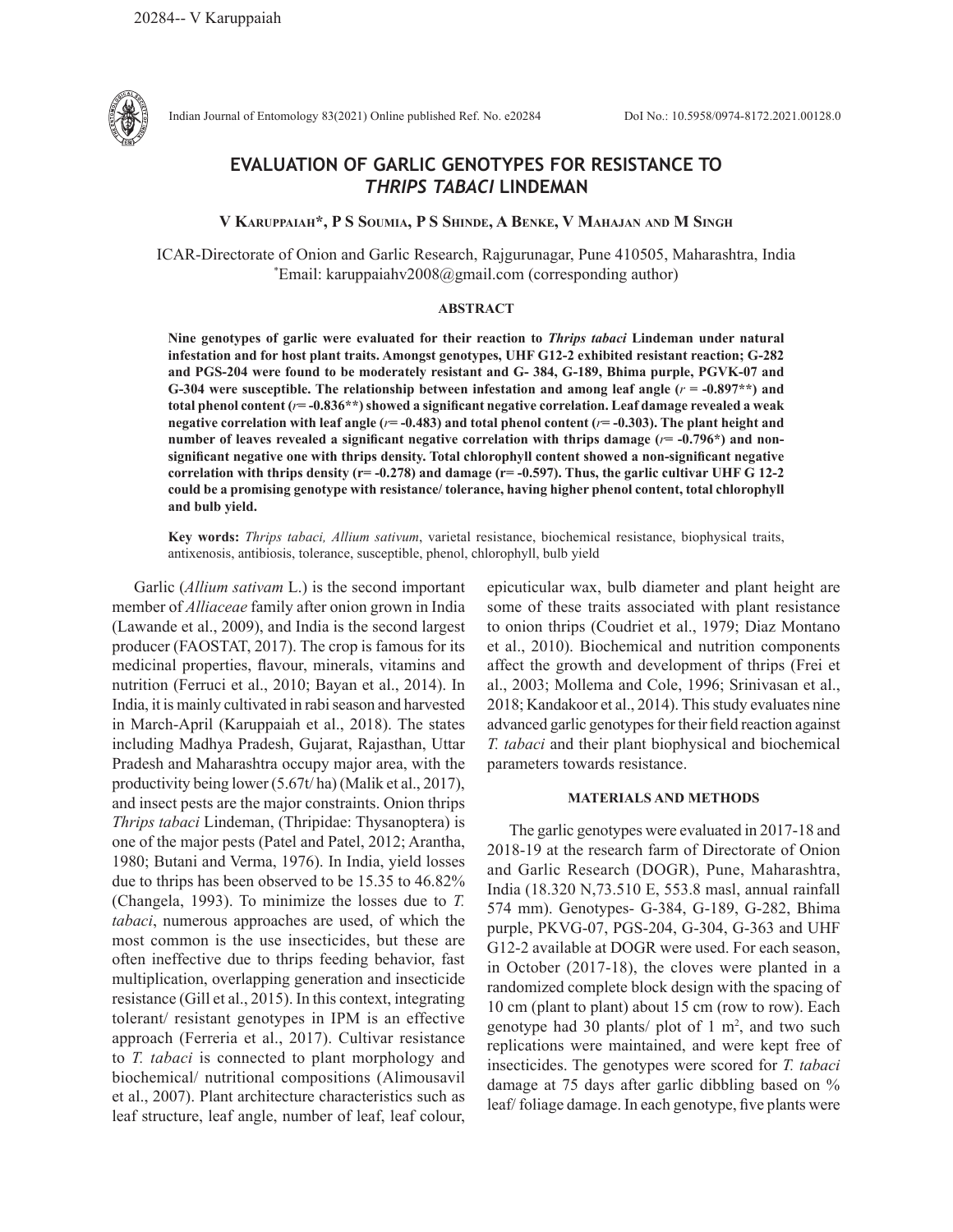# EVALUATION OF GARLIC GENOTYPES FOR RESISTANCE TO *THRIPS TABACI* LINDEMAN

**V Karuppaiah\*, P S Soumia, P S Shinde, A Benke, V Mahajan and M Singh**

ICAR-Directorate of Onion and Garlic Research, Rajgurunagar, Pune 410505, Maharashtra, India
\*Email: karuppaiahv2008@gmail.com (corresponding author)

## ABSTRACT

**Nine genotypes of garlic were evaluated for their reaction to *Thrips tabaci* Lindeman under natural infestation and for host plant traits. Amongst genotypes, UHF G12-2 exhibited resistant reaction; G-282 and PGS-204 were found to be moderately resistant and G- 384, G-189, Bhima purple, PGVK-07 and G-304 were susceptible. The relationship between infestation and among leaf angle (*r* = -0.897\*\*) and total phenol content (*r*= -0.836\*\*) showed a significant negative correlation. Leaf damage revealed a weak negative correlation with leaf angle (*r*= -0.483) and total phenol content (*r*= -0.303). The plant height and number of leaves revealed a significant negative correlation with thrips damage (*r*= -0.796\*) and non-significant negative one with thrips density. Total chlorophyll content showed a non-significant negative correlation with thrips density (r= -0.278) and damage (r= -0.597). Thus, the garlic cultivar UHF G 12-2 could be a promising genotype with resistance/ tolerance, having higher phenol content, total chlorophyll and bulb yield.**

**Key words:** *Thrips tabaci, Allium sativum*, varietal resistance, biochemical resistance, biophysical traits, antixenosis, antibiosis, tolerance, susceptible, phenol, chlorophyll, bulb yield

Garlic (*Allium sativam* L.) is the second important member of *Alliaceae* family after onion grown in India (Lawande et al., 2009), and India is the second largest producer (FAOSTAT, 2017). The crop is famous for its medicinal properties, flavour, minerals, vitamins and nutrition (Ferruci et al., 2010; Bayan et al., 2014). In India, it is mainly cultivated in rabi season and harvested in March-April (Karuppaiah et al., 2018). The states including Madhya Pradesh, Gujarat, Rajasthan, Uttar Pradesh and Maharashtra occupy major area, with the productivity being lower (5.67t/ ha) (Malik et al., 2017), and insect pests are the major constraints. Onion thrips *Thrips tabaci* Lindeman, (Thripidae: Thysanoptera) is one of the major pests (Patel and Patel, 2012; Arantha, 1980; Butani and Verma, 1976). In India, yield losses due to thrips has been observed to be 15.35 to 46.82% (Changela, 1993). To minimize the losses due to *T. tabaci*, numerous approaches are used, of which the most common is the use insecticides, but these are often ineffective due to thrips feeding behavior, fast multiplication, overlapping generation and insecticide resistance (Gill et al., 2015). In this context, integrating tolerant/ resistant genotypes in IPM is an effective approach (Ferreria et al., 2017). Cultivar resistance to *T. tabaci* is connected to plant morphology and biochemical/ nutritional compositions (Alimousavil et al., 2007). Plant architecture characteristics such as leaf structure, leaf angle, number of leaf, leaf colour, epicuticular wax, bulb diameter and plant height are some of these traits associated with plant resistance to onion thrips (Coudriet et al., 1979; Diaz Montano et al., 2010). Biochemical and nutrition components affect the growth and development of thrips (Frei et al., 2003; Mollema and Cole, 1996; Srinivasan et al., 2018; Kandakoor et al., 2014). This study evaluates nine advanced garlic genotypes for their field reaction against *T. tabaci* and their plant biophysical and biochemical parameters towards resistance.

## MATERIALS AND METHODS

The garlic genotypes were evaluated in 2017-18 and 2018-19 at the research farm of Directorate of Onion and Garlic Research (DOGR), Pune, Maharashtra, India (18.320 N,73.510 E, 553.8 masl, annual rainfall 574 mm). Genotypes- G-384, G-189, G-282, Bhima purple, PKVG-07, PGS-204, G-304, G-363 and UHF G12-2 available at DOGR were used. For each season, in October (2017-18), the cloves were planted in a randomized complete block design with the spacing of 10 cm (plant to plant) about 15 cm (row to row). Each genotype had 30 plants/ plot of 1 $m^2$, and two such replications were maintained, and were kept free of insecticides. The genotypes were scored for *T. tabaci* damage at 75 days after garlic dibbling based on % leaf/ foliage damage. In each genotype, five plants were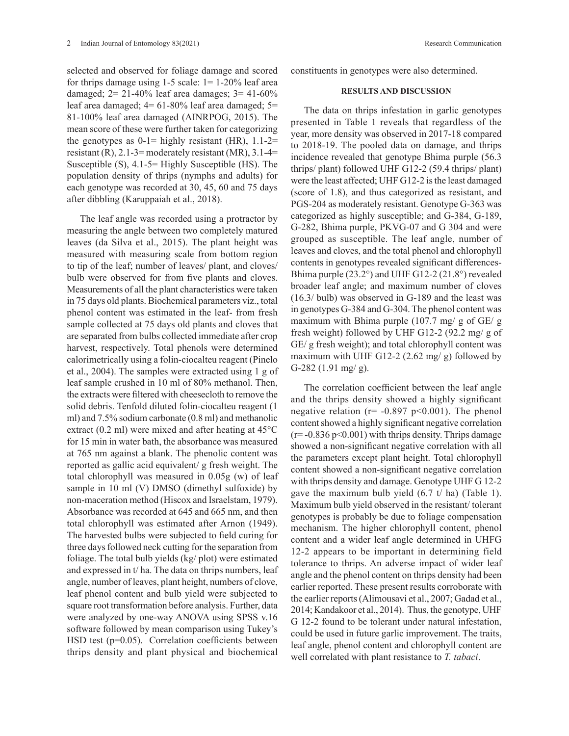selected and observed for foliage damage and scored for thrips damage using 1-5 scale: 1= 1-20% leaf area damaged; 2= 21-40% leaf area damages; 3= 41-60% leaf area damaged; 4= 61-80% leaf area damaged; 5= 81-100% leaf area damaged (AINRPOG, 2015). The mean score of these were further taken for categorizing the genotypes as 0-1= highly resistant (HR), 1.1-2= resistant (R), 2.1-3= moderately resistant (MR), 3.1-4= Susceptible (S), 4.1-5= Highly Susceptible (HS). The population density of thrips (nymphs and adults) for each genotype was recorded at 30, 45, 60 and 75 days after dibbling (Karuppaiah et al., 2018).

The leaf angle was recorded using a protractor by measuring the angle between two completely matured leaves (da Silva et al., 2015). The plant height was measured with measuring scale from bottom region to tip of the leaf; number of leaves/ plant, and cloves/ bulb were observed for from five plants and cloves. Measurements of all the plant characteristics were taken in 75 days old plants. Biochemical parameters viz., total phenol content was estimated in the leaf- from fresh sample collected at 75 days old plants and cloves that are separated from bulbs collected immediate after crop harvest, respectively. Total phenols were determined calorimetrically using a folin-ciocalteu reagent (Pinelo et al., 2004). The samples were extracted using 1 g of leaf sample crushed in 10 ml of 80% methanol. Then, the extracts were filtered with cheesecloth to remove the solid debris. Tenfold diluted folin-ciocalteu reagent (1 ml) and 7.5% sodium carbonate (0.8 ml) and methanolic extract (0.2 ml) were mixed and after heating at 45°C for 15 min in water bath, the absorbance was measured at 765 nm against a blank. The phenolic content was reported as gallic acid equivalent/ g fresh weight. The total chlorophyll was measured in 0.05g (w) of leaf sample in 10 ml (V) DMSO (dimethyl sulfoxide) by non-maceration method (Hiscox and Israelstam, 1979). Absorbance was recorded at 645 and 665 nm, and then total chlorophyll was estimated after Arnon (1949). The harvested bulbs were subjected to field curing for three days followed neck cutting for the separation from foliage. The total bulb yields (kg/ plot) were estimated and expressed in t/ ha. The data on thrips numbers, leaf angle, number of leaves, plant height, numbers of clove, leaf phenol content and bulb yield were subjected to square root transformation before analysis. Further, data were analyzed by one-way ANOVA using SPSS v.16 software followed by mean comparison using Tukey's HSD test (p=0.05). Correlation coefficients between thrips density and plant physical and biochemical constituents in genotypes were also determined.

## RESULTS AND DISCUSSION

The data on thrips infestation in garlic genotypes presented in Table 1 reveals that regardless of the year, more density was observed in 2017-18 compared to 2018-19. The pooled data on damage, and thrips incidence revealed that genotype Bhima purple (56.3 thrips/ plant) followed UHF G12-2 (59.4 thrips/ plant) were the least affected; UHF G12-2 is the least damaged (score of 1.8), and thus categorized as resistant, and PGS-204 as moderately resistant. Genotype G-363 was categorized as highly susceptible; and G-384, G-189, G-282, Bhima purple, PKVG-07 and G 304 and were grouped as susceptible. The leaf angle, number of leaves and cloves, and the total phenol and chlorophyll contents in genotypes revealed significant differences- Bhima purple (23.2°) and UHF G12-2 (21.8°) revealed broader leaf angle; and maximum number of cloves (16.3/ bulb) was observed in G-189 and the least was in genotypes G-384 and G-304. The phenol content was maximum with Bhima purple (107.7 mg/ g of GE/ g fresh weight) followed by UHF G12-2 (92.2 mg/ g of GE/ g fresh weight); and total chlorophyll content was maximum with UHF G12-2 (2.62 mg/ g) followed by G-282 (1.91 mg/ g).

The correlation coefficient between the leaf angle and the thrips density showed a highly significant negative relation ($r= -0.897$ $p<0.001$). The phenol content showed a highly significant negative correlation ($r= -0.836$ $p<0.001$) with thrips density. Thrips damage showed a non-significant negative correlation with all the parameters except plant height. Total chlorophyll content showed a non-significant negative correlation with thrips density and damage. Genotype UHF G 12-2 gave the maximum bulb yield (6.7 t/ ha) (Table 1). Maximum bulb yield observed in the resistant/ tolerant genotypes is probably be due to foliage compensation mechanism. The higher chlorophyll content, phenol content and a wider leaf angle determined in UHFG 12-2 appears to be important in determining field tolerance to thrips. An adverse impact of wider leaf angle and the phenol content on thrips density had been earlier reported. These present results corroborate with the earlier reports (Alimousavi et al., 2007; Gadad et al., 2014; Kandakoor et al., 2014). Thus, the genotype, UHF G 12-2 found to be tolerant under natural infestation, could be used in future garlic improvement. The traits, leaf angle, phenol content and chlorophyll content are well correlated with plant resistance to *T. tabaci*.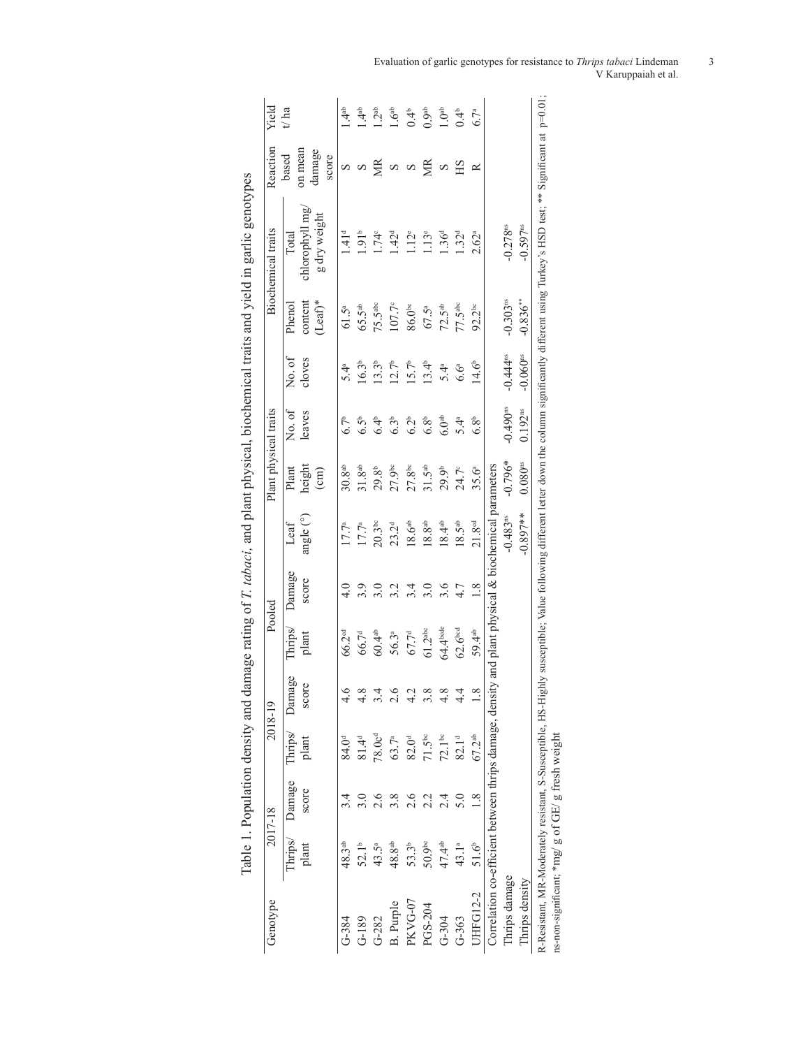Table 1. Population density and damage rating of *T. tabaci*, and plant physical, biochemical traits and yield in garlic genotypes

| Genotype | 2017-18 | | 2018-19 | | Pooled | | Plant physical traits | | | | Biochemical traits | | Reaction based on mean damage score | Yield t/ ha |
|---|---|---|---|---|---|---|---|---|---|---|---|---|---|---|
| | Thrips/ plant | Damage score | Thrips/ plant | Damage score | Thrips/ plant | Damage score | Leaf angle (°) | Plant height (cm) | No. of leaves | No. of cloves | Phenol content (Leaf)* | Total chlorophyll mg/ g dry weight | | |
| G-384 | 48.3[ab] | 3.4 | 84.0[d] | 4.6 | 66.2[cd] | 4.0 | 17.7[a] | 30.8[ab] | 6.7[b] | 5.4[a] | 61.5[a] | 1.41[d] | S | 1.4[ab] |
| G-189 | 52.1[b] | 3.0 | 81.4[d] | 4.8 | 66.7[d] | 3.9 | 17.7[a] | 31.8[ab] | 6.5[b] | 16.3[b] | 65.5[ab] | 1.91[b] | S | 1.4[ab] |
| G-282 | 43.5[a] | 2.6 | 78.0c[d] | 3.4 | 60.4[ab] | 3.0 | 20.3[bc] | 29.8[b] | 6.4[b] | 13.3[b] | 75.5[abc] | 1.74[c] | MR | 1.2[ab] |
| B. Purple | 48.8[ab] | 3.8 | 63.7[a] | 2.6 | 56.3[a] | 3.2 | 23.2[d] | 27.9[bc] | 6.3[b] | 12.7[b] | 107.7[c] | 1.42[d] | S | 1.6[ab] |
| PKVG-07 | 53.3[b] | 2.6 | 82.0[d] | 4.2 | 67.7[d] | 3.4 | 18.6[ab] | 27.8[bc] | 6.2[b] | 15.7[b] | 86.0[bc] | 1.12[e] | S | 0.4[b] |
| PGS-204 | 50.9[bc] | 2.2 | 71.5[bc] | 3.8 | 61.2[abc] | 3.0 | 18.8[ab] | 31.5[ab] | 6.8[b] | 13.4[b] | 67.5[a] | 1.13[e] | MR | 0.9[ab] |
| G-304 | 47.4[ab] | 2.4 | 72.1[bc] | 4.8 | 64.4[bcde] | 3.6 | 18.4[ab] | 29.9[b] | 6.0[ab] | 5.4[a] | 72.5[ab] | 1.36[d] | S | 1.0[ab] |
| G-363 | 43.1[a] | 5.0 | 82.1[d] | 4.4 | 62.6[bcd] | 4.7 | 18.5[ab] | 24.7[c] | 5.4[a] | 6.6[a] | 77.5[abc] | 1.32[d] | HS | 0.4[b] |
| UHFG12-2 | 51.6[b] | 1.8 | 67.2[ab] | 1.8 | 59.4[ab] | 1.8 | 21.8[cd] | 35.6[a] | 6.8[b] | 14.6[b] | 92.2[bc] | 2.62[a] | R | 6.7[a] |
| Correlation co-efficient between thrips damage, density and plant physical & biochemical parameters | | | | | | | | | | | | | | |
| Thrips damage | | | | | | | -0.483[ns] | -0.796* | -0.490[ns] | -0.444[ns] | -0.303[ns] | -0.278[ns] | | |
| Thrips density | | | | | | | -0.897** | 0.080[ns] | 0.192[ns] | -0.060[ns] | -0.836** | -0.597[ns] | | |

R-Resistant, MR-Moderately resistant, S-Susceptible, HS-Highly susceptible; Value following different letter down the column significantly different using Turkey's HSD test; ** Significant at p=0.01; ns-non-significant; *mg/ g of GE/ g fresh weight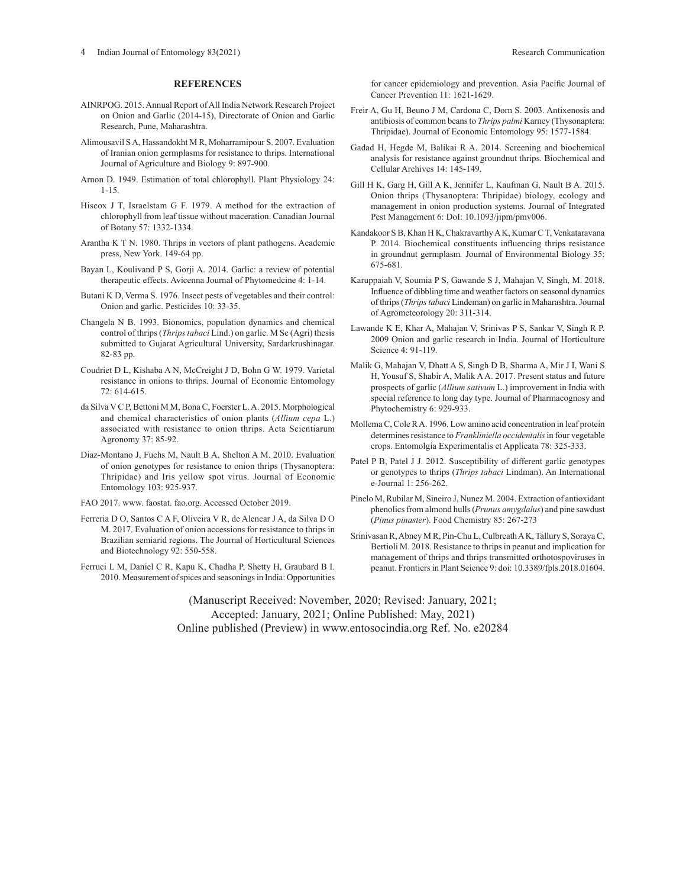## REFERENCES

AINRPOG. 2015. Annual Report of All India Network Research Project on Onion and Garlic (2014-15), Directorate of Onion and Garlic Research, Pune, Maharashtra.

Alimousavil S A, Hassandokht M R, Moharramipour S. 2007. Evaluation of Iranian onion germplasms for resistance to thrips. International Journal of Agriculture and Biology 9: 897-900.

Arnon D. 1949. Estimation of total chlorophyll. Plant Physiology 24: 1-15.

Hiscox J T, Israelstam G F. 1979. A method for the extraction of chlorophyll from leaf tissue without maceration. Canadian Journal of Botany 57: 1332-1334.

Arantha K T N. 1980. Thrips in vectors of plant pathogens. Academic press, New York. 149-64 pp.

Bayan L, Koulivand P S, Gorji A. 2014. Garlic: a review of potential therapeutic effects. Avicenna Journal of Phytomedcine 4: 1-14.

Butani K D, Verma S. 1976. Insect pests of vegetables and their control: Onion and garlic. Pesticides 10: 33-35.

Changela N B. 1993. Bionomics, population dynamics and chemical control of thrips (*Thrips tabaci* Lind.) on garlic. M Sc (Agri) thesis submitted to Gujarat Agricultural University, Sardarkrushinagar. 82-83 pp.

Coudriet D L, Kishaba A N, McCreight J D, Bohn G W. 1979. Varietal resistance in onions to thrips. Journal of Economic Entomology 72: 614-615.

da Silva V C P, Bettoni M M, Bona C, Foerster L. A. 2015. Morphological and chemical characteristics of onion plants (*Allium cepa* L.) associated with resistance to onion thrips. Acta Scientiarum Agronomy 37: 85-92.

Diaz-Montano J, Fuchs M, Nault B A, Shelton A M. 2010. Evaluation of onion genotypes for resistance to onion thrips (Thysanoptera: Thripidae) and Iris yellow spot virus. Journal of Economic Entomology 103: 925-937.

FAO 2017. www. faostat. fao.org. Accessed October 2019.

Ferreria D O, Santos C A F, Oliveira V R, de Alencar J A, da Silva D O M. 2017. Evaluation of onion accessions for resistance to thrips in Brazilian semiarid regions. The Journal of Horticultural Sciences and Biotechnology 92: 550-558.

Ferruci L M, Daniel C R, Kapu K, Chadha P, Shetty H, Graubard B I. 2010. Measurement of spices and seasonings in India: Opportunities for cancer epidemiology and prevention. Asia Pacific Journal of Cancer Prevention 11: 1621-1629.

Freir A, Gu H, Beuno J M, Cardona C, Dorn S. 2003. Antixenosis and antibiosis of common beans to *Thrips palmi* Karney (Thysonaptera: Thripidae). Journal of Economic Entomology 95: 1577-1584.

Gadad H, Hegde M, Balikai R A. 2014. Screening and biochemical analysis for resistance against groundnut thrips. Biochemical and Cellular Archives 14: 145-149.

Gill H K, Garg H, Gill A K, Jennifer L, Kaufman G, Nault B A. 2015. Onion thrips (Thysanoptera: Thripidae) biology, ecology and management in onion production systems. Journal of Integrated Pest Management 6: DoI: 10.1093/jipm/pmv006.

Kandakoor S B, Khan H K, Chakravarthy A K, Kumar C T, Venkataravana P. 2014. Biochemical constituents influencing thrips resistance in groundnut germplasm. Journal of Environmental Biology 35: 675-681.

Karuppaiah V, Soumia P S, Gawande S J, Mahajan V, Singh, M. 2018. Influence of dibbling time and weather factors on seasonal dynamics of thrips (*Thrips tabaci* Lindeman) on garlic in Maharashtra. Journal of Agrometeorology 20: 311-314.

Lawande K E, Khar A, Mahajan V, Srinivas P S, Sankar V, Singh R P. 2009 Onion and garlic research in India. Journal of Horticulture Science 4: 91-119.

Malik G, Mahajan V, Dhatt A S, Singh D B, Sharma A, Mir J I, Wani S H, Yousuf S, Shabir A, Malik A A. 2017. Present status and future prospects of garlic (*Allium sativum* L.) improvement in India with special reference to long day type. Journal of Pharmacognosy and Phytochemistry 6: 929-933.

Mollema C, Cole R A. 1996. Low amino acid concentration in leaf protein determines resistance to *Frankliniella occidentalis* in four vegetable crops. Entomolgia Experimentalis et Applicata 78: 325-333.

Patel P B, Patel J J. 2012. Susceptibility of different garlic genotypes or genotypes to thrips (*Thrips tabaci* Lindman). An International e-Journal 1: 256-262.

Pinelo M, Rubilar M, Sineiro J, Nunez M. 2004. Extraction of antioxidant phenolics from almond hulls (*Prunus amygdalus*) and pine sawdust (*Pinus pinaster*). Food Chemistry 85: 267-273

Srinivasan R, Abney M R, Pin-Chu L, Culbreath A K, Tallury S, Soraya C, Bertioli M. 2018. Resistance to thrips in peanut and implication for management of thrips and thrips transmitted orthotospoviruses in peanut. Frontiers in Plant Science 9: doi: 10.3389/fpls.2018.01604.

(Manuscript Received: November, 2020; Revised: January, 2021; Accepted: January, 2021; Online Published: May, 2021)
Online published (Preview) in www.entosocindia.org Ref. No. e20284